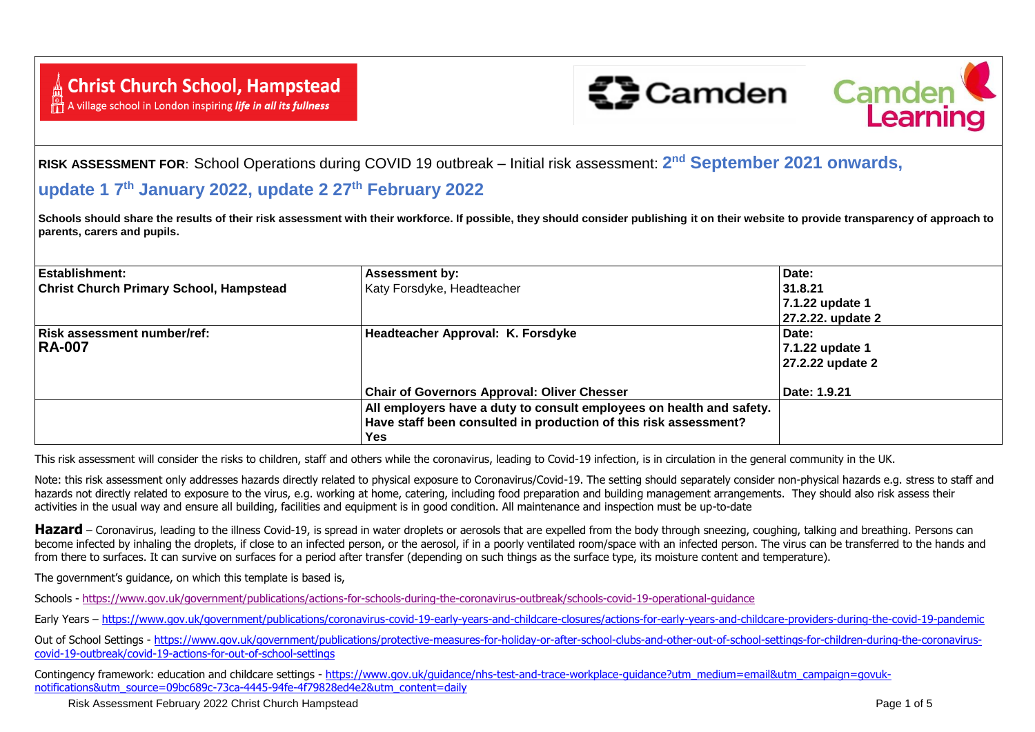**Christ Church School, Hampstead**
A village school in London inspiring *life in all its fullness*

Camden | Camden Learning

**RISK ASSESSMENT FOR**: School Operations during COVID 19 outbreak – Initial risk assessment: **2nd September 2021 onwards, update 1 7th January 2022, update 2 27th February 2022**

**Schools should share the results of their risk assessment with their workforce. If possible, they should consider publishing it on their website to provide transparency of approach to parents, carers and pupils.**

| **Establishment:** **Christ Church Primary School, Hampstead** | **Assessment by:** Katy Forsdyke, Headteacher | **Date:** **31.8.21** **7.1.22 update 1** **27.2.22. update 2** |
|---|---|---|
| **Risk assessment number/ref:** **RA-007** | **Headteacher Approval: K. Forsdyke** | **Date:** **7.1.22 update 1** **27.2.22 update 2** |
| | **Chair of Governors Approval: Oliver Chesser** | **Date: 1.9.21** |
| | **All employers have a duty to consult employees on health and safety. Have staff been consulted in production of this risk assessment?** **Yes** | |

This risk assessment will consider the risks to children, staff and others while the coronavirus, leading to Covid-19 infection, is in circulation in the general community in the UK.

Note: this risk assessment only addresses hazards directly related to physical exposure to Coronavirus/Covid-19. The setting should separately consider non-physical hazards e.g. stress to staff and hazards not directly related to exposure to the virus, e.g. working at home, catering, including food preparation and building management arrangements. They should also risk assess their activities in the usual way and ensure all building, facilities and equipment is in good condition. All maintenance and inspection must be up-to-date

**Hazard** – Coronavirus, leading to the illness Covid-19, is spread in water droplets or aerosols that are expelled from the body through sneezing, coughing, talking and breathing. Persons can become infected by inhaling the droplets, if close to an infected person, or the aerosol, if in a poorly ventilated room/space with an infected person. The virus can be transferred to the hands and from there to surfaces. It can survive on surfaces for a period after transfer (depending on such things as the surface type, its moisture content and temperature).

The government's guidance, on which this template is based is,

Schools - https://www.gov.uk/government/publications/actions-for-schools-during-the-coronavirus-outbreak/schools-covid-19-operational-guidance

Early Years – https://www.gov.uk/government/publications/coronavirus-covid-19-early-years-and-childcare-closures/actions-for-early-years-and-childcare-providers-during-the-covid-19-pandemic

Out of School Settings - https://www.gov.uk/government/publications/protective-measures-for-holiday-or-after-school-clubs-and-other-out-of-school-settings-for-children-during-the-coronavirus-covid-19-outbreak/covid-19-actions-for-out-of-school-settings

Contingency framework: education and childcare settings - https://www.gov.uk/guidance/nhs-test-and-trace-workplace-guidance?utm_medium=email&utm_campaign=govuk-notifications&utm_source=09bc689c-73ca-4445-94fe-4f79828ed4e2&utm_content=daily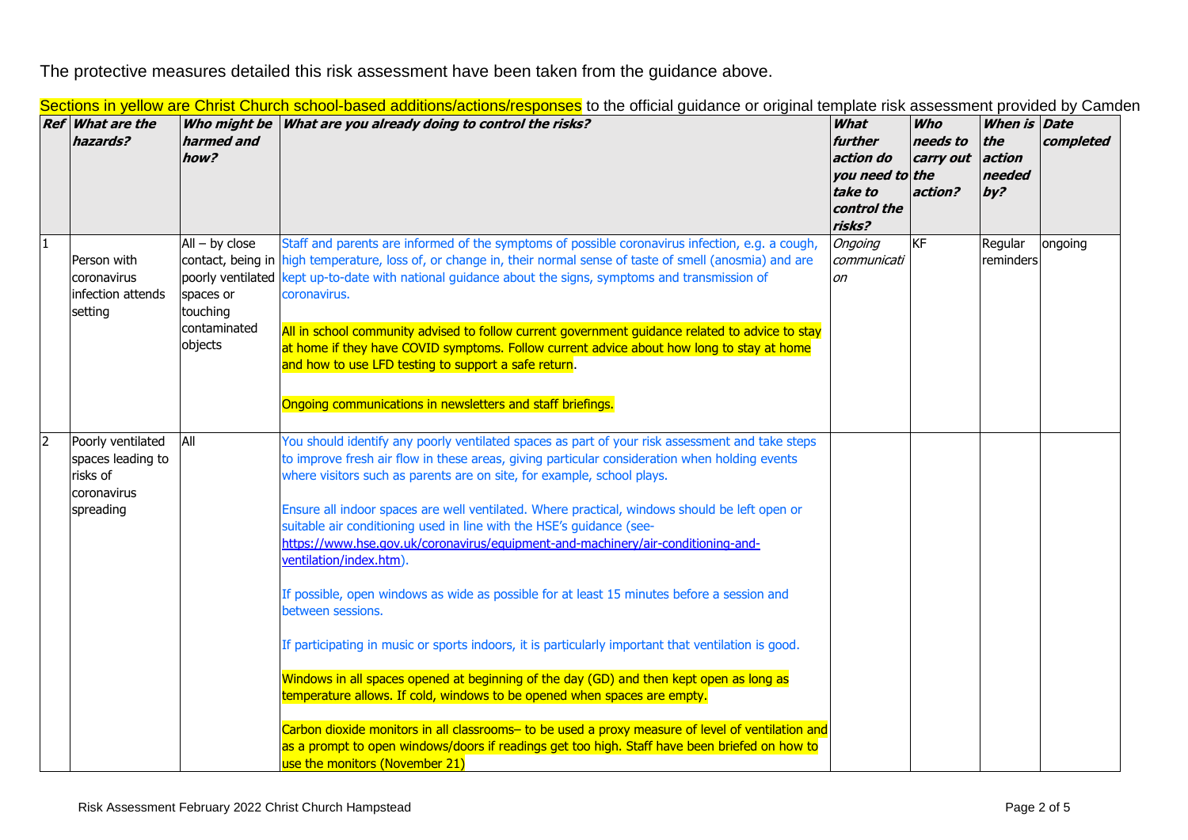The protective measures detailed this risk assessment have been taken from the guidance above.

Sections in yellow are Christ Church school-based additions/actions/responses to the official guidance or original template risk assessment provided by Camden

| Ref | What are the hazards? | Who might be harmed and how? | What are you already doing to control the risks? | What further action do you need to take to control the risks? | Who needs to carry out the action? | When is the action needed by? | Date completed |
|---|---|---|---|---|---|---|---|
| 1 | Person with coronavirus infection attends setting | All – by close contact, being in poorly ventilated spaces or touching contaminated objects | Staff and parents are informed of the symptoms of possible coronavirus infection, e.g. a cough, high temperature, loss of, or change in, their normal sense of taste of smell (anosmia) and are kept up-to-date with national guidance about the signs, symptoms and transmission of coronavirus.<br><br>All in school community advised to follow current government guidance related to advice to stay at home if they have COVID symptoms. Follow current advice about how long to stay at home and how to use LFD testing to support a safe return.<br><br>Ongoing communications in newsletters and staff briefings. | *Ongoing communication* | KF | Regular reminders | ongoing |
| 2 | Poorly ventilated spaces leading to risks of coronavirus spreading | All | You should identify any poorly ventilated spaces as part of your risk assessment and take steps to improve fresh air flow in these areas, giving particular consideration when holding events where visitors such as parents are on site, for example, school plays.<br><br>Ensure all indoor spaces are well ventilated. Where practical, windows should be left open or suitable air conditioning used in line with the HSE's guidance (see- https://www.hse.gov.uk/coronavirus/equipment-and-machinery/air-conditioning-and-ventilation/index.htm).<br><br>If possible, open windows as wide as possible for at least 15 minutes before a session and between sessions.<br><br>If participating in music or sports indoors, it is particularly important that ventilation is good.<br><br>Windows in all spaces opened at beginning of the day (GD) and then kept open as long as temperature allows. If cold, windows to be opened when spaces are empty.<br><br>Carbon dioxide monitors in all classrooms– to be used a proxy measure of level of ventilation and as a prompt to open windows/doors if readings get too high. Staff have been briefed on how to use the monitors (November 21) | | | | |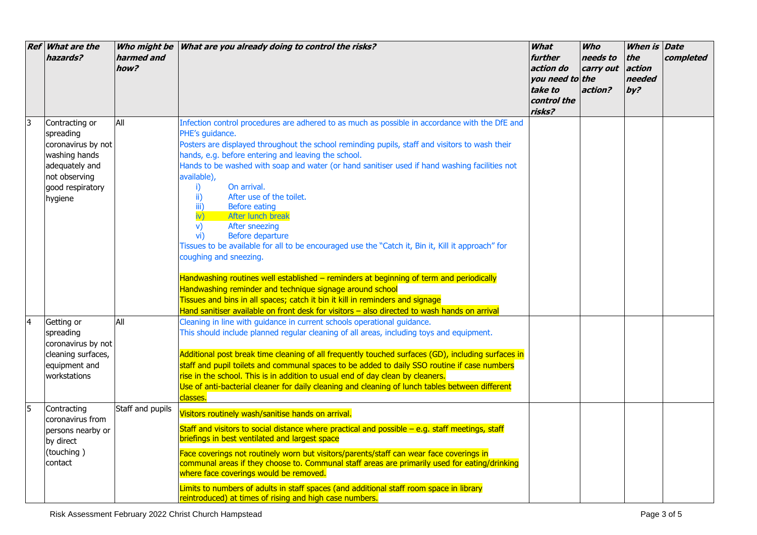| Ref | What are the hazards? | Who might be harmed and how? | What are you already doing to control the risks? | What further action do you need to take to control the risks? | Who needs to carry out the action? | When is the action needed by? | Date completed |
|---|---|---|---|---|---|---|---|
| 3 | Contracting or spreading coronavirus by not washing hands adequately and not observing good respiratory hygiene | All | Infection control procedures are adhered to as much as possible in accordance with the DfE and PHE's guidance.<br>Posters are displayed throughout the school reminding pupils, staff and visitors to wash their hands, e.g. before entering and leaving the school.<br>Hands to be washed with soap and water (or hand sanitiser used if hand washing facilities not available),<br>i) On arrival.<br>ii) After use of the toilet.<br>iii) Before eating<br>iv) After lunch break<br>v) After sneezing<br>vi) Before departure<br>Tissues to be available for all to be encouraged use the "Catch it, Bin it, Kill it approach" for coughing and sneezing.<br><br>Handwashing routines well established – reminders at beginning of term and periodically<br>Handwashing reminder and technique signage around school<br>Tissues and bins in all spaces; catch it bin it kill in reminders and signage<br>Hand sanitiser available on front desk for visitors – also directed to wash hands on arrival | | | | |
| 4 | Getting or spreading coronavirus by not cleaning surfaces, equipment and workstations | All | Cleaning in line with guidance in current schools operational guidance.<br>This should include planned regular cleaning of all areas, including toys and equipment.<br><br>Additional post break time cleaning of all frequently touched surfaces (GD), including surfaces in staff and pupil toilets and communal spaces to be added to daily SSO routine if case numbers rise in the school. This is in addition to usual end of day clean by cleaners.<br>Use of anti-bacterial cleaner for daily cleaning and cleaning of lunch tables between different classes. | | | | |
| 5 | Contracting coronavirus from persons nearby or by direct (touching ) contact | Staff and pupils | Visitors routinely wash/sanitise hands on arrival.<br><br>Staff and visitors to social distance where practical and possible – e.g. staff meetings, staff briefings in best ventilated and largest space<br><br>Face coverings not routinely worn but visitors/parents/staff can wear face coverings in communal areas if they choose to. Communal staff areas are primarily used for eating/drinking where face coverings would be removed.<br><br>Limits to numbers of adults in staff spaces (and additional staff room space in library reintroduced) at times of rising and high case numbers. | | | | |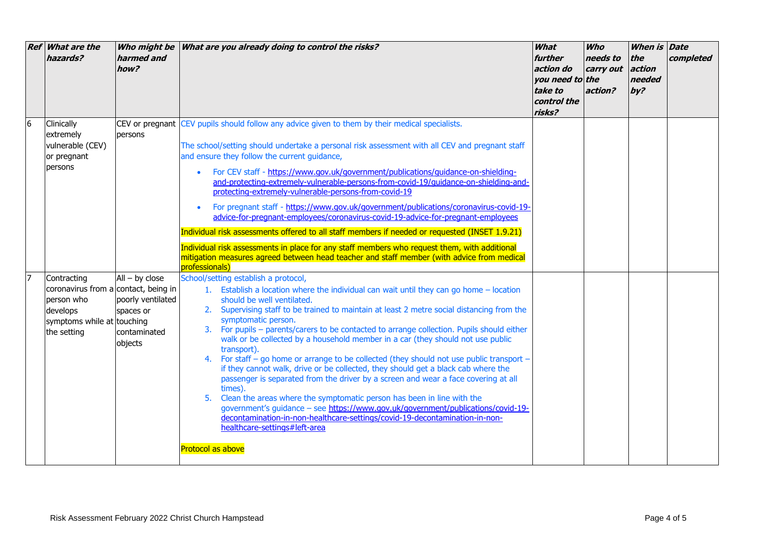| Ref | What are the hazards? | Who might be harmed and how? | What are you already doing to control the risks? | What further action do you need to take to control the risks? | Who needs to carry out the action? | When is the action needed by? | Date completed |
|---|---|---|---|---|---|---|---|
| 6 | Clinically extremely vulnerable (CEV) or pregnant persons | CEV or pregnant persons | CEV pupils should follow any advice given to them by their medical specialists.<br><br>The school/setting should undertake a personal risk assessment with all CEV and pregnant staff and ensure they follow the current guidance,<br><br>• For CEV staff - https://www.gov.uk/government/publications/guidance-on-shielding-and-protecting-extremely-vulnerable-persons-from-covid-19/guidance-on-shielding-and-protecting-extremely-vulnerable-persons-from-covid-19<br>• For pregnant staff - https://www.gov.uk/government/publications/coronavirus-covid-19-advice-for-pregnant-employees/coronavirus-covid-19-advice-for-pregnant-employees<br><br>Individual risk assessments offered to all staff members if needed or requested (INSET 1.9.21)<br><br>Individual risk assessments in place for any staff members who request them, with additional mitigation measures agreed between head teacher and staff member (with advice from medical professionals) | | | | |
| 7 | Contracting coronavirus from a person who develops symptoms while at the setting | All – by close contact, being in poorly ventilated spaces or touching contaminated objects | School/setting establish a protocol,<br>1. Establish a location where the individual can wait until they can go home – location should be well ventilated.<br>2. Supervising staff to be trained to maintain at least 2 metre social distancing from the symptomatic person.<br>3. For pupils – parents/carers to be contacted to arrange collection. Pupils should either walk or be collected by a household member in a car (they should not use public transport).<br>4. For staff – go home or arrange to be collected (they should not use public transport – if they cannot walk, drive or be collected, they should get a black cab where the passenger is separated from the driver by a screen and wear a face covering at all times).<br>5. Clean the areas where the symptomatic person has been in line with the government's guidance – see https://www.gov.uk/government/publications/covid-19-decontamination-in-non-healthcare-settings/covid-19-decontamination-in-non-healthcare-settings#left-area<br><br>Protocol as above | | | | |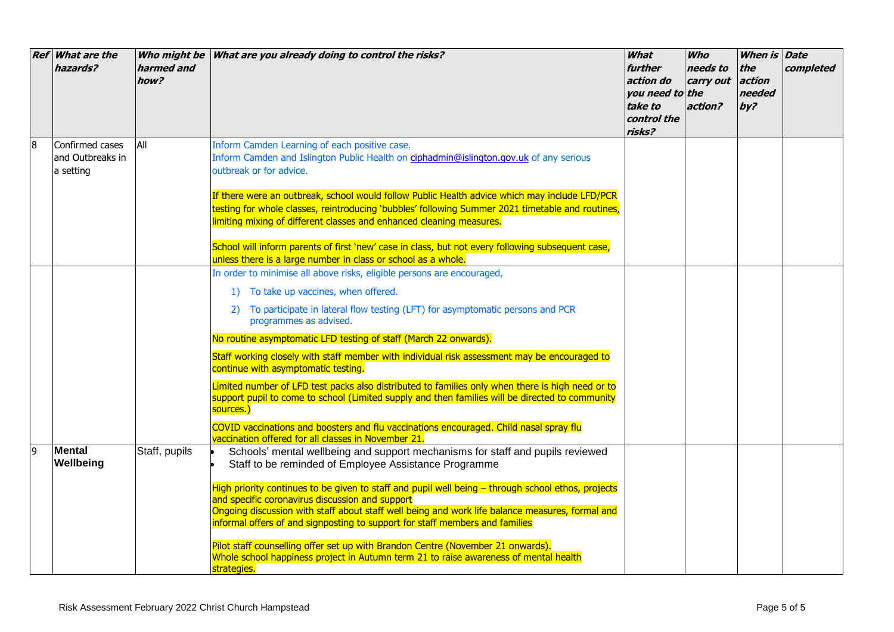| Ref | What are the hazards? | Who might be harmed and how? | What are you already doing to control the risks? | What further action do you need to take to control the risks? | Who needs to carry out the action? | When is the action needed by? | Date completed |
|---|---|---|---|---|---|---|---|
| 8 | Confirmed cases and Outbreaks in a setting | All | Inform Camden Learning of each positive case.<br>Inform Camden and Islington Public Health on ciphadmin@islington.gov.uk of any serious outbreak or for advice.<br><br>If there were an outbreak, school would follow Public Health advice which may include LFD/PCR testing for whole classes, reintroducing 'bubbles' following Summer 2021 timetable and routines, limiting mixing of different classes and enhanced cleaning measures.<br><br>School will inform parents of first 'new' case in class, but not every following subsequent case, unless there is a large number in class or school as a whole. | | | | |
| | | | In order to minimise all above risks, eligible persons are encouraged,<br>1) To take up vaccines, when offered.<br>2) To participate in lateral flow testing (LFT) for asymptomatic persons and PCR programmes as advised.<br><br>No routine asymptomatic LFD testing of staff (March 22 onwards).<br><br>Staff working closely with staff member with individual risk assessment may be encouraged to continue with asymptomatic testing.<br><br>Limited number of LFD test packs also distributed to families only when there is high need or to support pupil to come to school (Limited supply and then families will be directed to community sources.)<br><br>COVID vaccinations and boosters and flu vaccinations encouraged. Child nasal spray flu vaccination offered for all classes in November 21. | | | | |
| 9 | **Mental Wellbeing** | Staff, pupils | • Schools' mental wellbeing and support mechanisms for staff and pupils reviewed<br>• Staff to be reminded of Employee Assistance Programme<br><br>High priority continues to be given to staff and pupil well being – through school ethos, projects and specific coronavirus discussion and support<br>Ongoing discussion with staff about staff well being and work life balance measures, formal and informal offers of and signposting to support for staff members and families<br><br>Pilot staff counselling offer set up with Brandon Centre (November 21 onwards).<br>Whole school happiness project in Autumn term 21 to raise awareness of mental health strategies. | | | | |